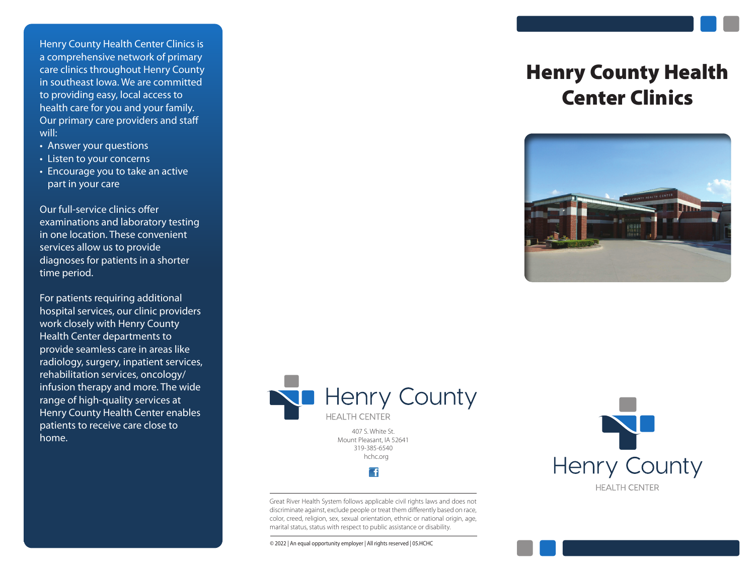# Henry County Health Center Clinics

Henry County Health Center Clinics is a comprehensive network of primary care clinics throughout Henry County in southeast Iowa. We are committed to providing easy, local access to health care for you and your family. Our primary care providers and staff will:

- Answer your questions
- Listen to your concerns
- Encourage you to take an active part in your care

Our full-service clinics offer examinations and laboratory testing in one location. These convenient services allow us to provide diagnoses for patients in a shorter time period.

For patients requiring additional hospital services, our clinic providers work closely with Henry County Health Center departments to provide seamless care in areas like radiology, surgery, inpatient services, rehabilitation services, oncology/infusion therapy and more. The wide range of high-quality services at Henry County Health Center enables patients to receive care close to home.

Henry County
HEALTH CENTER

407 S. White St.
Mount Pleasant, IA 52641
319-385-6540
hchc.org

Great River Health System follows applicable civil rights laws and does not discriminate against, exclude people or treat them differently based on race, color, creed, religion, sex, sexual orientation, ethnic or national origin, age, marital status, status with respect to public assistance or disability.

© 2022 | An equal opportunity employer | All rights reserved | 05.HCHC

Henry County
HEALTH CENTER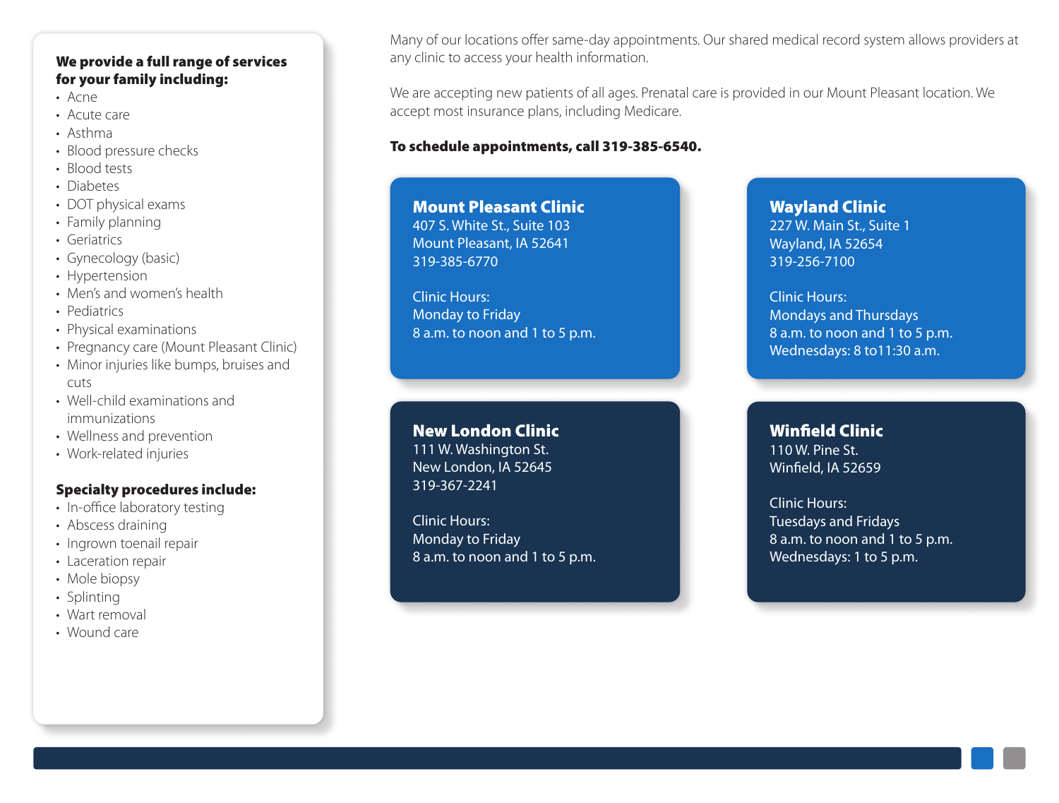**We provide a full range of services for your family including:**

- Acne
- Acute care
- Asthma
- Blood pressure checks
- Blood tests
- Diabetes
- DOT physical exams
- Family planning
- Geriatrics
- Gynecology (basic)
- Hypertension
- Men's and women's health
- Pediatrics
- Physical examinations
- Pregnancy care (Mount Pleasant Clinic)
- Minor injuries like bumps, bruises and cuts
- Well-child examinations and immunizations
- Wellness and prevention
- Work-related injuries

**Specialty procedures include:**

- In-office laboratory testing
- Abscess draining
- Ingrown toenail repair
- Laceration repair
- Mole biopsy
- Splinting
- Wart removal
- Wound care

Many of our locations offer same-day appointments. Our shared medical record system allows providers at any clinic to access your health information.

We are accepting new patients of all ages. Prenatal care is provided in our Mount Pleasant location. We accept most insurance plans, including Medicare.

**To schedule appointments, call 319-385-6540.**

## Mount Pleasant Clinic

407 S. White St., Suite 103
Mount Pleasant, IA 52641
319-385-6770

Clinic Hours:
Monday to Friday
8 a.m. to noon and 1 to 5 p.m.

## Wayland Clinic

227 W. Main St., Suite 1
Wayland, IA 52654
319-256-7100

Clinic Hours:
Mondays and Thursdays
8 a.m. to noon and 1 to 5 p.m.
Wednesdays: 8 to11:30 a.m.

## New London Clinic

111 W. Washington St.
New London, IA 52645
319-367-2241

Clinic Hours:
Monday to Friday
8 a.m. to noon and 1 to 5 p.m.

## Winfield Clinic

110 W. Pine St.
Winfield, IA 52659

Clinic Hours:
Tuesdays and Fridays
8 a.m. to noon and 1 to 5 p.m.
Wednesdays: 1 to 5 p.m.